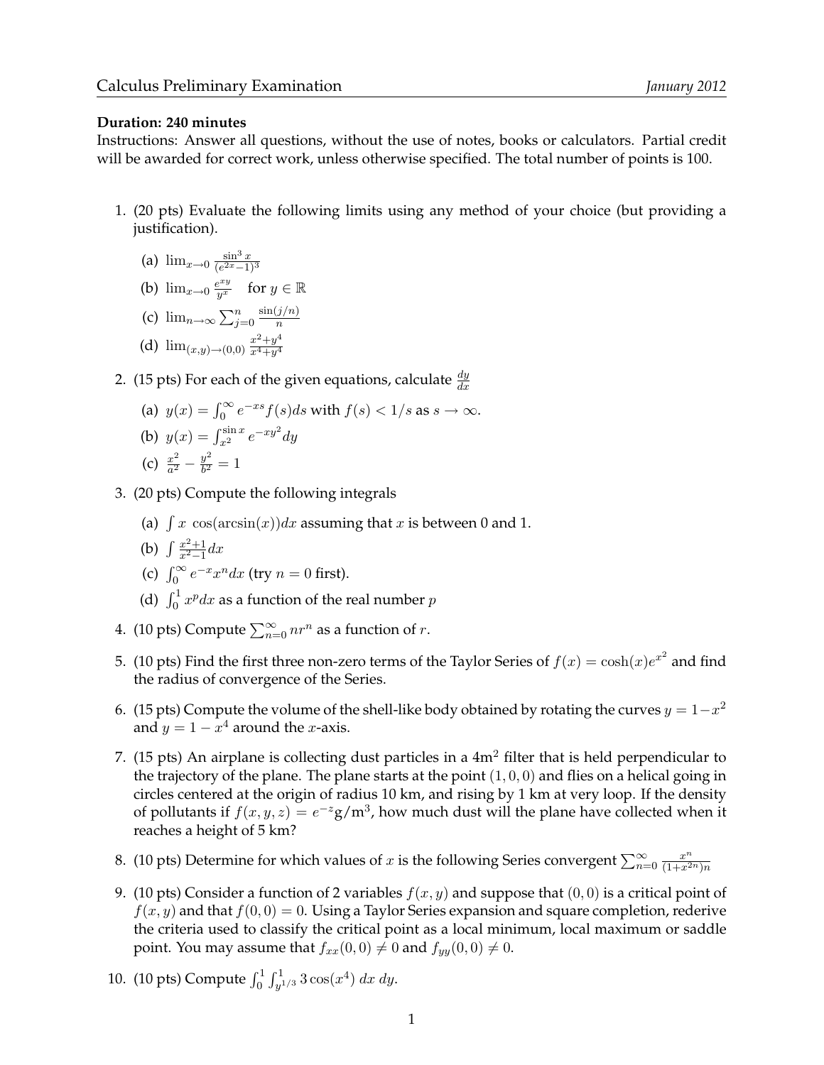Calculus Preliminary Examination *January 2012*

**Duration: 240 minutes**

Instructions: Answer all questions, without the use of notes, books or calculators. Partial credit will be awarded for correct work, unless otherwise specified. The total number of points is 100.

1. (20 pts) Evaluate the following limits using any method of your choice (but providing a justification).

   (a) $\lim_{x\to 0} \frac{\sin^3 x}{(e^{2x}-1)^3}$

   (b) $\lim_{x\to 0} \frac{e^{xy}}{y^x}$ for $y \in \mathbb{R}$

   (c) $\lim_{n\to\infty} \sum_{j=0}^{n} \frac{\sin(j/n)}{n}$

   (d) $\lim_{(x,y)\to(0,0)} \frac{x^2+y^4}{x^4+y^4}$

2. (15 pts) For each of the given equations, calculate $\frac{dy}{dx}$

   (a) $y(x) = \int_0^\infty e^{-xs} f(s) ds$ with $f(s) < 1/s$ as $s \to \infty$.

   (b) $y(x) = \int_{x^2}^{\sin x} e^{-xy^2} dy$

   (c) $\frac{x^2}{a^2} - \frac{y^2}{b^2} = 1$

3. (20 pts) Compute the following integrals

   (a) $\int x \cos(\arcsin(x)) dx$ assuming that $x$ is between 0 and 1.

   (b) $\int \frac{x^2+1}{x^2-1} dx$

   (c) $\int_0^\infty e^{-x} x^n dx$ (try $n = 0$ first).

   (d) $\int_0^1 x^p dx$ as a function of the real number $p$

4. (10 pts) Compute $\sum_{n=0}^{\infty} n r^n$ as a function of $r$.

5. (10 pts) Find the first three non-zero terms of the Taylor Series of $f(x) = \cosh(x) e^{x^2}$ and find the radius of convergence of the Series.

6. (15 pts) Compute the volume of the shell-like body obtained by rotating the curves $y = 1 - x^2$ and $y = 1 - x^4$ around the $x$-axis.

7. (15 pts) An airplane is collecting dust particles in a $4\text{m}^2$ filter that is held perpendicular to the trajectory of the plane. The plane starts at the point $(1, 0, 0)$ and flies on a helical going in circles centered at the origin of radius 10 km, and rising by 1 km at very loop. If the density of pollutants if $f(x, y, z) = e^{-z}\text{g/m}^3$, how much dust will the plane have collected when it reaches a height of 5 km?

8. (10 pts) Determine for which values of $x$ is the following Series convergent $\sum_{n=0}^{\infty} \frac{x^n}{(1+x^{2n})n}$

9. (10 pts) Consider a function of 2 variables $f(x, y)$ and suppose that $(0, 0)$ is a critical point of $f(x, y)$ and that $f(0, 0) = 0$. Using a Taylor Series expansion and square completion, rederive the criteria used to classify the critical point as a local minimum, local maximum or saddle point. You may assume that $f_{xx}(0, 0) \neq 0$ and $f_{yy}(0, 0) \neq 0$.

10. (10 pts) Compute $\int_0^1 \int_{y^{1/3}}^1 3\cos(x^4)\, dx\, dy$.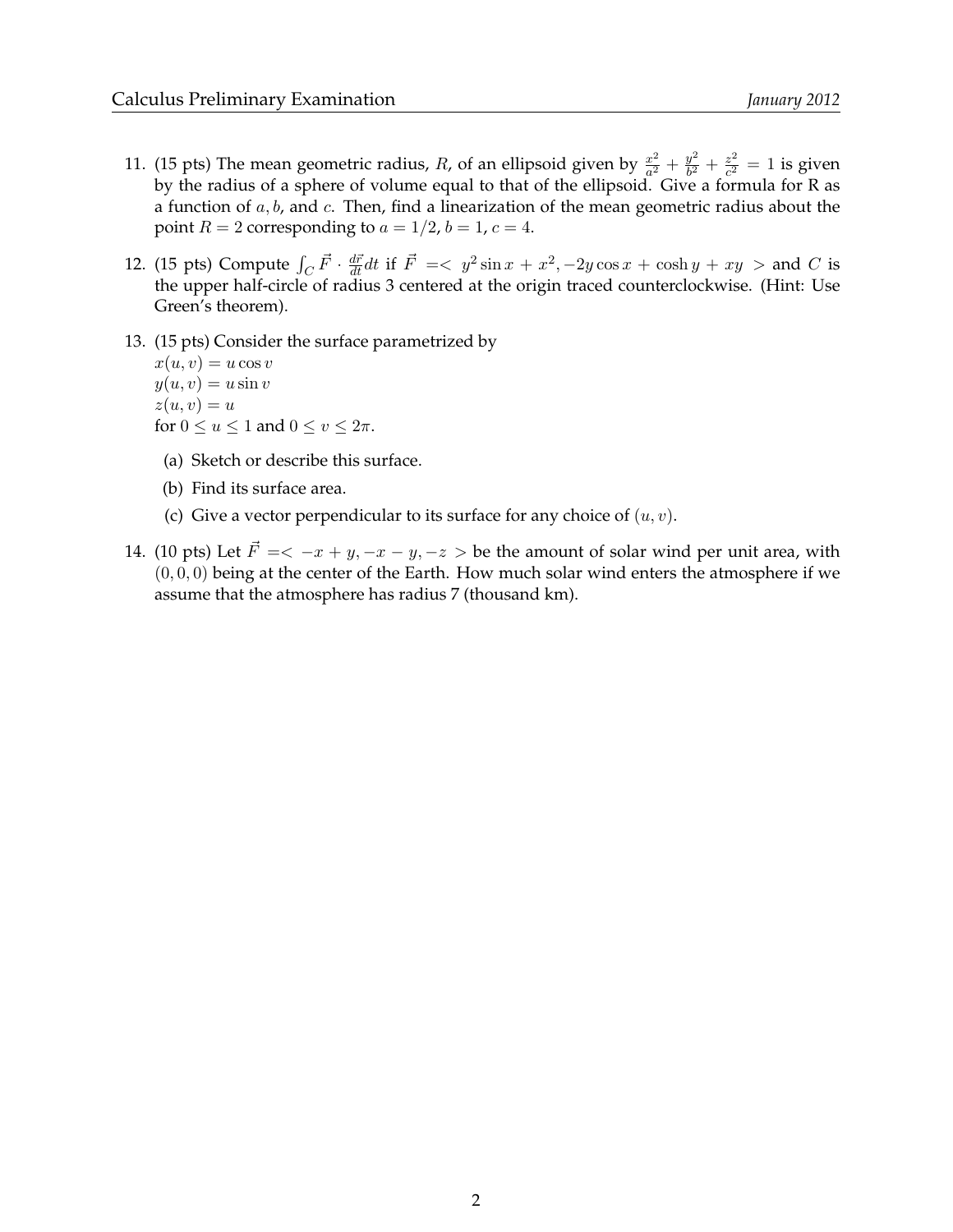11. (15 pts) The mean geometric radius, $R$, of an ellipsoid given by $\frac{x^2}{a^2} + \frac{y^2}{b^2} + \frac{z^2}{c^2} = 1$ is given by the radius of a sphere of volume equal to that of the ellipsoid. Give a formula for R as a function of $a, b$, and $c$. Then, find a linearization of the mean geometric radius about the point $R = 2$ corresponding to $a = 1/2$, $b = 1$, $c = 4$.

12. (15 pts) Compute $\int_C \vec{F} \cdot \frac{d\vec{r}}{dt} dt$ if $\vec{F} = < y^2 \sin x + x^2, -2y \cos x + \cosh y + xy >$ and $C$ is the upper half-circle of radius 3 centered at the origin traced counterclockwise. (Hint: Use Green's theorem).

13. (15 pts) Consider the surface parametrized by
    $x(u, v) = u \cos v$
    $y(u, v) = u \sin v$
    $z(u, v) = u$
    for $0 \leq u \leq 1$ and $0 \leq v \leq 2\pi$.

    (a) Sketch or describe this surface.

    (b) Find its surface area.

    (c) Give a vector perpendicular to its surface for any choice of $(u, v)$.

14. (10 pts) Let $\vec{F} = < -x + y, -x - y, -z >$ be the amount of solar wind per unit area, with $(0, 0, 0)$ being at the center of the Earth. How much solar wind enters the atmosphere if we assume that the atmosphere has radius 7 (thousand km).